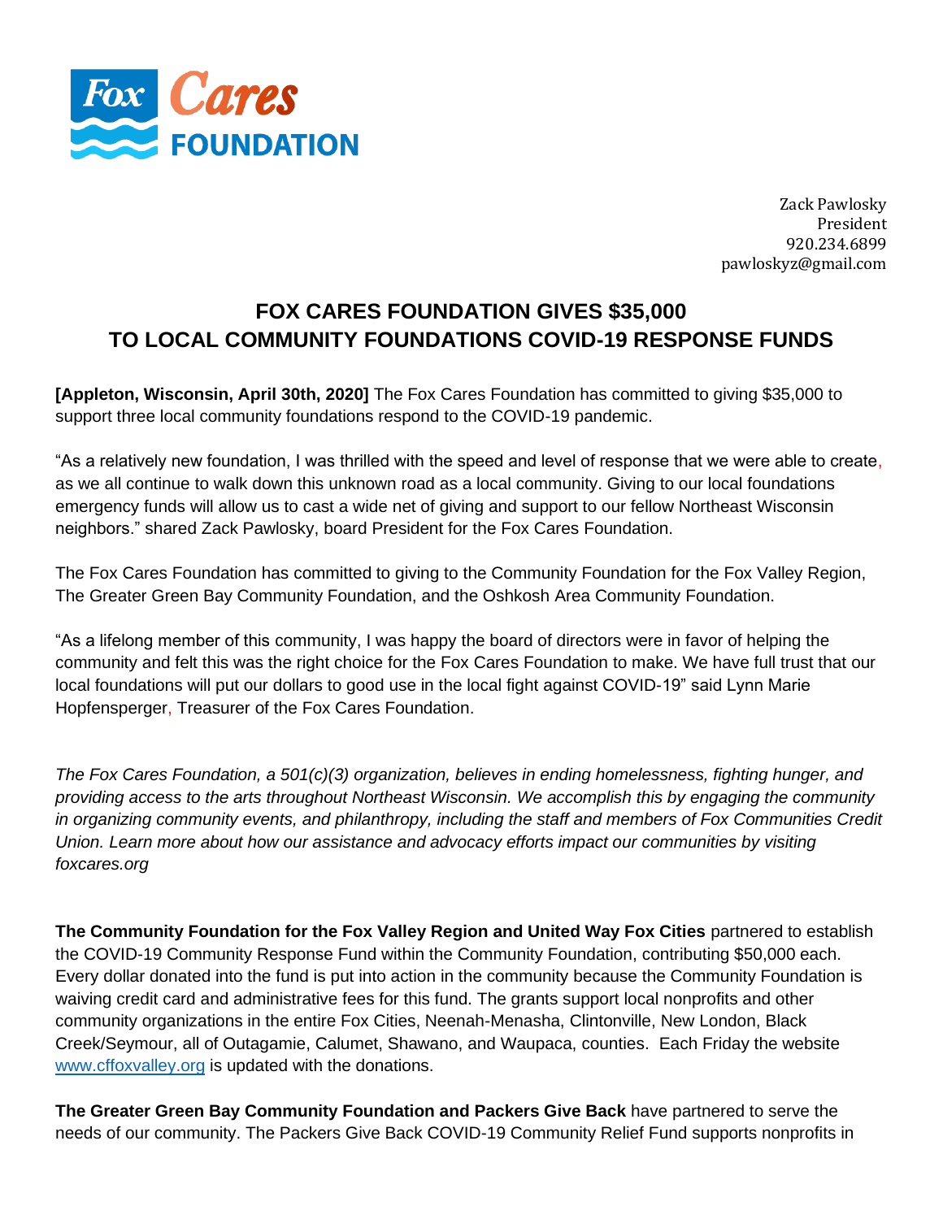Fox Cares FOUNDATION

Zack Pawlosky
President
920.234.6899
pawloskyz@gmail.com

# FOX CARES FOUNDATION GIVES $35,000 TO LOCAL COMMUNITY FOUNDATIONS COVID-19 RESPONSE FUNDS

**[Appleton, Wisconsin, April 30th, 2020]** The Fox Cares Foundation has committed to giving $35,000 to support three local community foundations respond to the COVID-19 pandemic.

"As a relatively new foundation, I was thrilled with the speed and level of response that we were able to create, as we all continue to walk down this unknown road as a local community. Giving to our local foundations emergency funds will allow us to cast a wide net of giving and support to our fellow Northeast Wisconsin neighbors." shared Zack Pawlosky, board President for the Fox Cares Foundation.

The Fox Cares Foundation has committed to giving to the Community Foundation for the Fox Valley Region, The Greater Green Bay Community Foundation, and the Oshkosh Area Community Foundation.

"As a lifelong member of this community, I was happy the board of directors were in favor of helping the community and felt this was the right choice for the Fox Cares Foundation to make. We have full trust that our local foundations will put our dollars to good use in the local fight against COVID-19" said Lynn Marie Hopfensperger, Treasurer of the Fox Cares Foundation.

*The Fox Cares Foundation, a 501(c)(3) organization, believes in ending homelessness, fighting hunger, and providing access to the arts throughout Northeast Wisconsin. We accomplish this by engaging the community in organizing community events, and philanthropy, including the staff and members of Fox Communities Credit Union. Learn more about how our assistance and advocacy efforts impact our communities by visiting foxcares.org*

**The Community Foundation for the Fox Valley Region and United Way Fox Cities** partnered to establish the COVID-19 Community Response Fund within the Community Foundation, contributing $50,000 each. Every dollar donated into the fund is put into action in the community because the Community Foundation is waiving credit card and administrative fees for this fund. The grants support local nonprofits and other community organizations in the entire Fox Cities, Neenah-Menasha, Clintonville, New London, Black Creek/Seymour, all of Outagamie, Calumet, Shawano, and Waupaca, counties. Each Friday the website [www.cffoxvalley.org](www.cffoxvalley.org) is updated with the donations.

**The Greater Green Bay Community Foundation and Packers Give Back** have partnered to serve the needs of our community. The Packers Give Back COVID-19 Community Relief Fund supports nonprofits in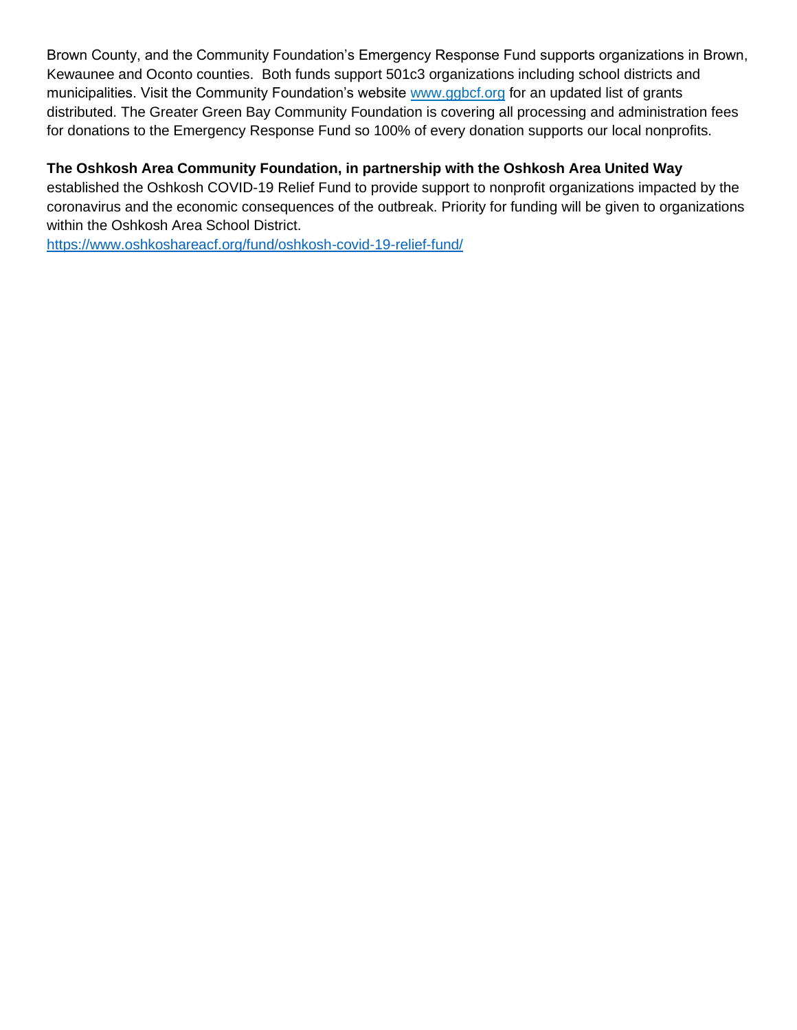Brown County, and the Community Foundation's Emergency Response Fund supports organizations in Brown, Kewaunee and Oconto counties. Both funds support 501c3 organizations including school districts and municipalities. Visit the Community Foundation's website [www.ggbcf.org](www.ggbcf.org) for an updated list of grants distributed. The Greater Green Bay Community Foundation is covering all processing and administration fees for donations to the Emergency Response Fund so 100% of every donation supports our local nonprofits.

**The Oshkosh Area Community Foundation, in partnership with the Oshkosh Area United Way** established the Oshkosh COVID-19 Relief Fund to provide support to nonprofit organizations impacted by the coronavirus and the economic consequences of the outbreak. Priority for funding will be given to organizations within the Oshkosh Area School District.
[https://www.oshkoshareacf.org/fund/oshkosh-covid-19-relief-fund/](https://www.oshkoshareacf.org/fund/oshkosh-covid-19-relief-fund/)